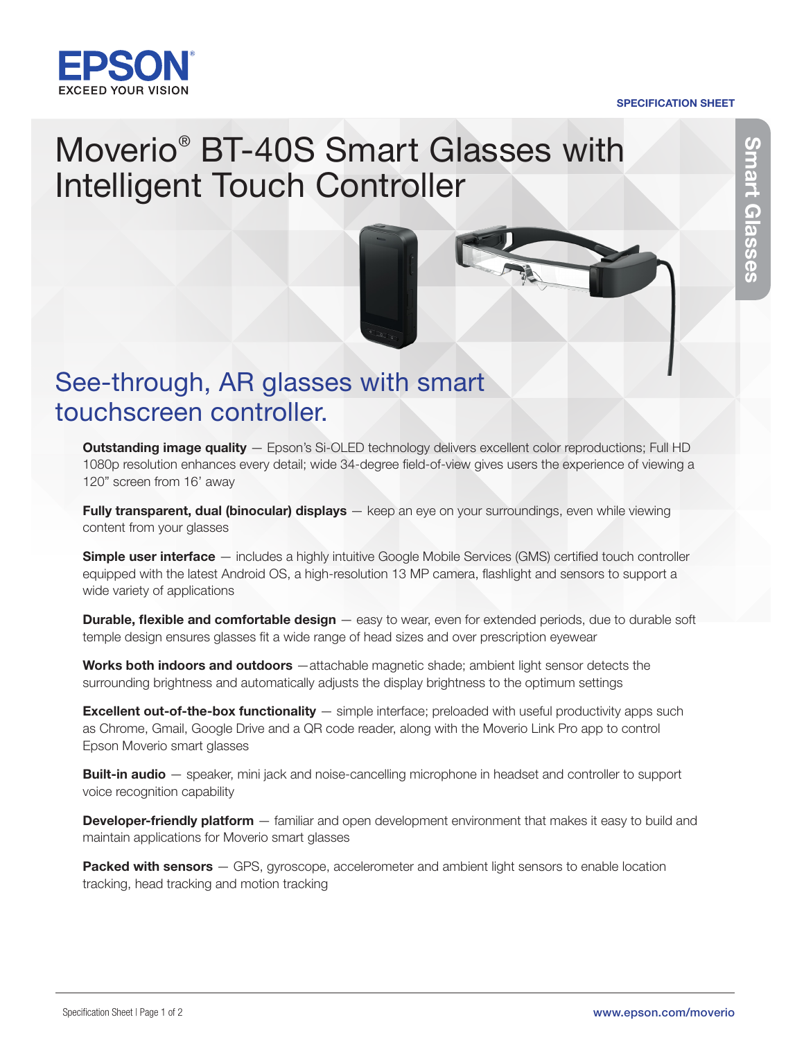EPSON
EXCEED YOUR VISION

SPECIFICATION SHEET

# Moverio® BT-40S Smart Glasses with Intelligent Touch Controller

Smart Glasses

## See-through, AR glasses with smart touchscreen controller.

**Outstanding image quality** — Epson's Si-OLED technology delivers excellent color reproductions; Full HD 1080p resolution enhances every detail; wide 34-degree field-of-view gives users the experience of viewing a 120" screen from 16' away

**Fully transparent, dual (binocular) displays** — keep an eye on your surroundings, even while viewing content from your glasses

**Simple user interface** — includes a highly intuitive Google Mobile Services (GMS) certified touch controller equipped with the latest Android OS, a high-resolution 13 MP camera, flashlight and sensors to support a wide variety of applications

**Durable, flexible and comfortable design** — easy to wear, even for extended periods, due to durable soft temple design ensures glasses fit a wide range of head sizes and over prescription eyewear

**Works both indoors and outdoors** —attachable magnetic shade; ambient light sensor detects the surrounding brightness and automatically adjusts the display brightness to the optimum settings

**Excellent out-of-the-box functionality** — simple interface; preloaded with useful productivity apps such as Chrome, Gmail, Google Drive and a QR code reader, along with the Moverio Link Pro app to control Epson Moverio smart glasses

**Built-in audio** — speaker, mini jack and noise-cancelling microphone in headset and controller to support voice recognition capability

**Developer-friendly platform** — familiar and open development environment that makes it easy to build and maintain applications for Moverio smart glasses

**Packed with sensors** — GPS, gyroscope, accelerometer and ambient light sensors to enable location tracking, head tracking and motion tracking

www.epson.com/moverio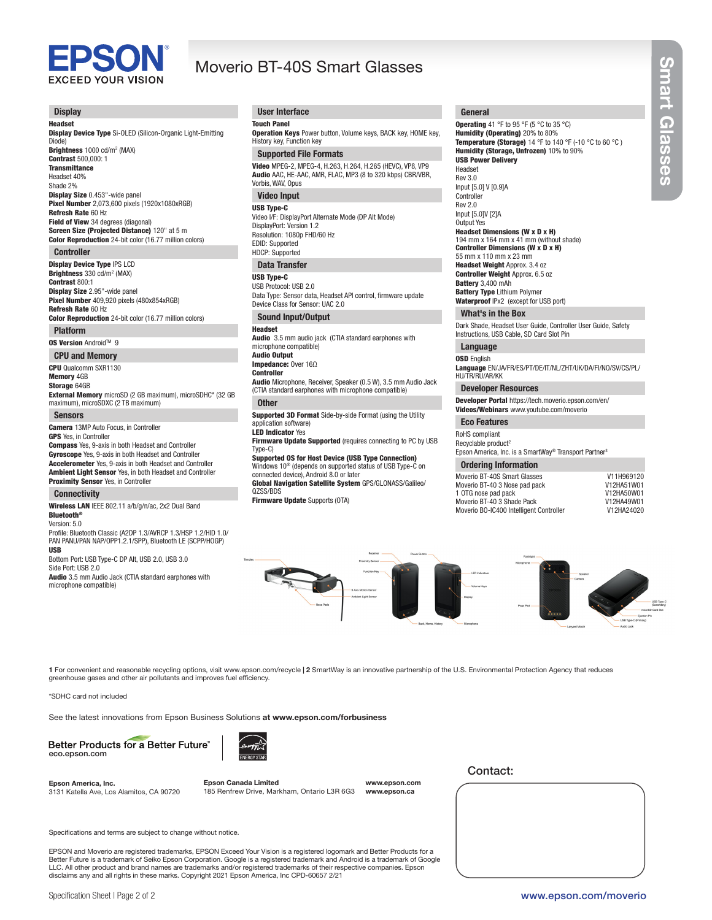# Moverio BT-40S Smart Glasses

## Display

**Headset**

**Display Device Type** Si-OLED (Silicon-Organic Light-Emitting Diode)
**Brightness** 1000 cd/m² (MAX)
**Contrast** 500,000: 1
**Transmittance**
Headset 40%
Shade 2%
**Display Size** 0.453"-wide panel
**Pixel Number** 2,073,600 pixels (1920x1080xRGB)
**Refresh Rate** 60 Hz
**Field of View** 34 degrees (diagonal)
**Screen Size (Projected Distance)** 120" at 5 m
**Color Reproduction** 24-bit color (16.77 million colors)

## Controller

**Display Device Type** IPS LCD
**Brightness** 330 cd/m² (MAX)
**Contrast** 800:1
**Display Size** 2.95"-wide panel
**Pixel Number** 409,920 pixels (480x854xRGB)
**Refresh Rate** 60 Hz
**Color Reproduction** 24-bit color (16.77 million colors)

## Platform

**OS Version** Android™ 9

## CPU and Memory

**CPU** Qualcomm SXR1130
**Memory** 4GB
**Storage** 64GB
**External Memory** microSD (2 GB maximum), microSDHC* (32 GB maximum), microSDXC (2 TB maximum)

## Sensors

**Camera** 13MP Auto Focus, in Controller
**GPS** Yes, in Controller
**Compass** Yes, 9-axis in both Headset and Controller
**Gyroscope** Yes, 9-axis in both Headset and Controller
**Accelerometer** Yes, 9-axis in both Headset and Controller
**Ambient Light Sensor** Yes, in both Headset and Controller
**Proximity Sensor** Yes, in Controller

## Connectivity

**Wireless LAN** IEEE 802.11 a/b/g/n/ac, 2x2 Dual Band
**Bluetooth®**
Version: 5.0
Profile: Bluetooth Classic (A2DP 1.3/AVRCP 1.3/HSP 1.2/HID 1.0/PAN PANU/PAN NAP/OPP1.2.1/SPP), Bluetooth LE (SCPP/HOGP)
**USB**
Bottom Port: USB Type-C DP Alt, USB 2.0, USB 3.0
Side Port: USB 2.0
**Audio** 3.5 mm Audio Jack (CTIA standard earphones with microphone compatible)

## User Interface

**Touch Panel**
**Operation Keys** Power button, Volume keys, BACK key, HOME key, History key, Function key

## Supported File Formats

**Video** MPEG-2, MPEG-4, H.263, H.264, H.265 (HEVC), VP8, VP9
**Audio** AAC, HE-AAC, AMR, FLAC, MP3 (8 to 320 kbps) CBR/VBR, Vorbis, WAV, Opus

## Video Input

**USB Type-C**
Video I/F: DisplayPort Alternate Mode (DP Alt Mode)
DisplayPort: Version 1.2
Resolution: 1080p FHD/60 Hz
EDID: Supported
HDCP: Supported

## Data Transfer

**USB Type-C**
USB Protocol: USB 2.0
Data Type: Sensor data, Headset API control, firmware update
Device Class for Sensor: UAC 2.0

## Sound Input/Output

**Headset**
**Audio** 3.5 mm audio jack (CTIA standard earphones with microphone compatible)
**Audio Output**
**Impedance:** Over 16Ω
**Controller**
**Audio** Microphone, Receiver, Speaker (0.5 W), 3.5 mm Audio Jack (CTIA standard earphones with microphone compatible)

## Other

**Supported 3D Format** Side-by-side Format (using the Utility application software)
**LED Indicator** Yes
**Firmware Update Supported** (requires connecting to PC by USB Type-C)
**Supported OS for Host Device (USB Type Connection)** Windows 10® (depends on supported status of USB Type-C on connected device), Android 8.0 or later
**Global Navigation Satellite System** GPS/GLONASS/Galileo/QZSS/BDS
**Firmware Update** Supports (OTA)

## General

**Operating** 41 °F to 95 °F (5 °C to 35 °C)
**Humidity (Operating)** 20% to 80%
**Temperature (Storage)** 14 °F to 140 °F (-10 °C to 60 °C )
**Humidity (Storage, Unfrozen)** 10% to 90%
**USB Power Delivery**
Headset
Rev 3.0
Input [5.0] V [0.9]A
Controller
Rev 2.0
Input [5.0]V [2]A
Output Yes
**Headset Dimensions (W x D x H)**
194 mm x 164 mm x 41 mm (without shade)
**Controller Dimensions (W x D x H)**
55 mm x 110 mm x 23 mm
**Headset Weight** Approx. 3.4 oz
**Controller Weight** Approx. 6.5 oz
**Battery** 3,400 mAh
**Battery Type** Lithium Polymer
**Waterproof** IPx2 (except for USB port)

## What's in the Box

Dark Shade, Headset User Guide, Controller User Guide, Safety Instructions, USB Cable, SD Card Slot Pin

## Language

**OSD** English
**Language** EN/JA/FR/ES/PT/DE/IT/NL/ZHT/UK/DA/FI/NO/SV/CS/PL/HU/TR/RU/AR/KK

## Developer Resources

**Developer Portal** https://tech.moverio.epson.com/en/
**Videos/Webinars** www.youtube.com/moverio

## Eco Features

RoHS compliant
Recyclable product[1]
Epson America, Inc. is a SmartWay® Transport Partner[2]

## Ordering Information

| | |
|---|---|
| Moverio BT-40S Smart Glasses | V11H969120 |
| Moverio BT-40 3 Nose pad pack | V12HA51W01 |
| 1 OTG nose pad pack | V12HA50W01 |
| Moverio BT-40 3 Shade Pack | V12HA49W01 |
| Moverio BO-IC400 Intelligent Controller | V12HA24020 |

Temple
Receiver
Proximity Sensor
Function Key
Power Button
LED Indicators
Volume Keys
9 Axis Motion Sensor
Ambient Light Sensor
Nose Pads
Display
Back, Home, History
Microphone
Flashlight
Microphone
Speaker
Camera
Pogo Pad
Lanyard Mount
USB Type-C (Secondary)
microSD Card Slot
Ejection Pin
USB Type-C (Primary)
Audio Jack

1 For convenient and reasonable recycling options, visit www.epson.com/recycle | 2 SmartWay is an innovative partnership of the U.S. Environmental Protection Agency that reduces greenhouse gases and other air pollutants and improves fuel efficiency.

*SDHC card not included

See the latest innovations from Epson Business Solutions **at www.epson.com/forbusiness**

Better Products for a Better Future™
eco.epson.com

**Epson America, Inc.**
3131 Katella Ave, Los Alamitos, CA 90720

**Epson Canada Limited**
185 Renfrew Drive, Markham, Ontario L3R 6G3

**www.epson.com**
**www.epson.ca**

Contact:

Specifications and terms are subject to change without notice.

EPSON and Moverio are registered trademarks, EPSON Exceed Your Vision is a registered logomark and Better Products for a Better Future is a trademark of Seiko Epson Corporation. Google is a registered trademark and Android is a trademark of Google LLC. All other product and brand names are trademarks and/or registered trademarks of their respective companies. Epson disclaims any and all rights in these marks. Copyright 2021 Epson America, Inc CPD-60657 2/21

www.epson.com/moverio